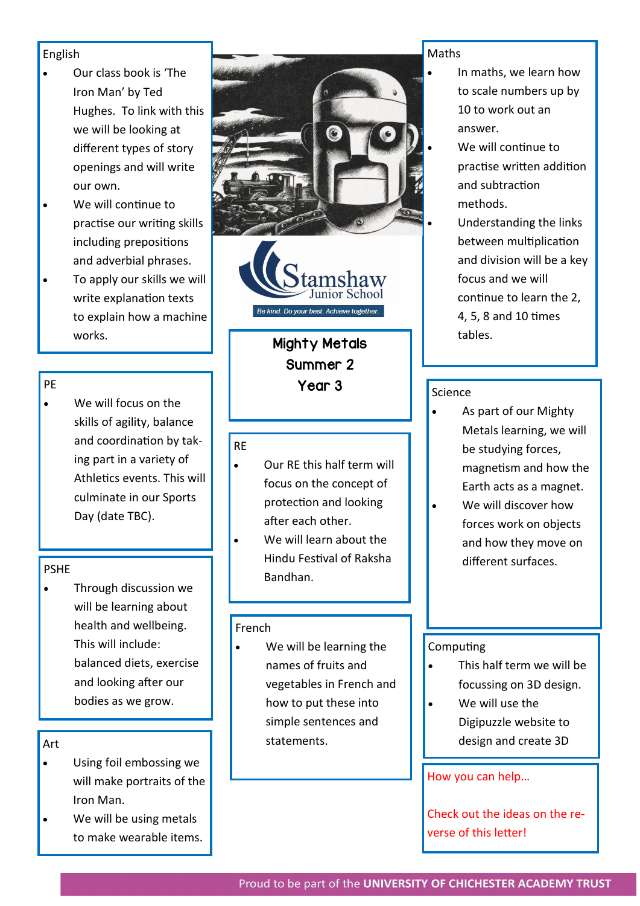# Mighty Metals
## Summer 2
## Year 3

Stamshaw Junior School

*Be kind. Do your best. Achieve together.*

### English

- Our class book is 'The Iron Man' by Ted Hughes. To link with this we will be looking at different types of story openings and will write our own.
- We will continue to practise our writing skills including prepositions and adverbial phrases.
- To apply our skills we will write explanation texts to explain how a machine works.

### PE

- We will focus on the skills of agility, balance and coordination by taking part in a variety of Athletics events. This will culminate in our Sports Day (date TBC).

### PSHE

- Through discussion we will be learning about health and wellbeing. This will include: balanced diets, exercise and looking after our bodies as we grow.

### Art

- Using foil embossing we will make portraits of the Iron Man.
- We will be using metals to make wearable items.

### RE

- Our RE this half term will focus on the concept of protection and looking after each other.
- We will learn about the Hindu Festival of Raksha Bandhan.

### French

- We will be learning the names of fruits and vegetables in French and how to put these into simple sentences and statements.

### Maths

- In maths, we learn how to scale numbers up by 10 to work out an answer.
- We will continue to practise written addition and subtraction methods.
- Understanding the links between multiplication and division will be a key focus and we will continue to learn the 2, 4, 5, 8 and 10 times tables.

### Science

- As part of our Mighty Metals learning, we will be studying forces, magnetism and how the Earth acts as a magnet.
- We will discover how forces work on objects and how they move on different surfaces.

### Computing

- This half term we will be focussing on 3D design.
- We will use the Digipuzzle website to design and create 3D

### How you can help…

Check out the ideas on the reverse of this letter!

Proud to be part of the **UNIVERSITY OF CHICHESTER ACADEMY TRUST**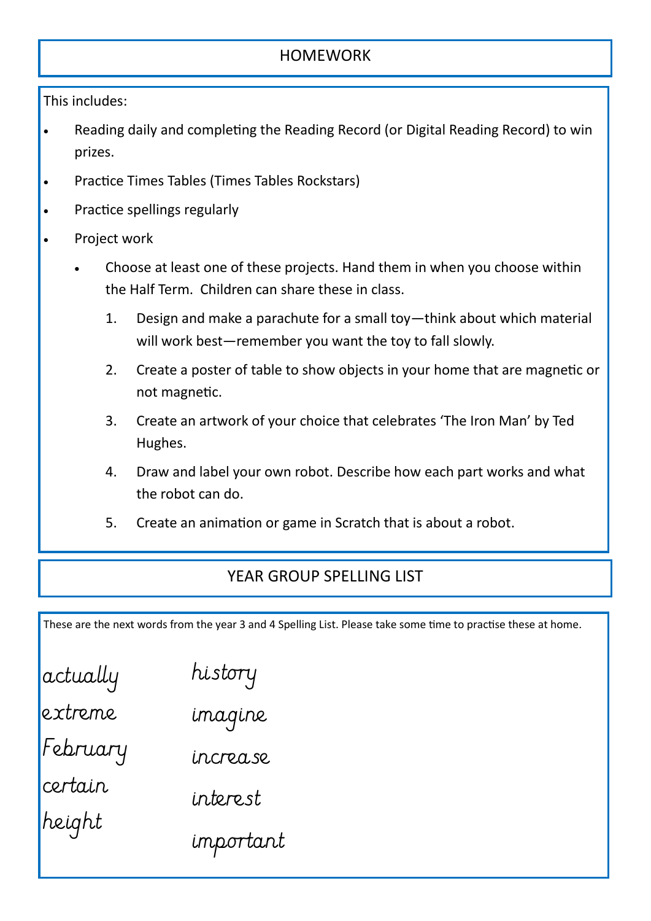## HOMEWORK

This includes:

- Reading daily and completing the Reading Record (or Digital Reading Record) to win prizes.
- Practice Times Tables (Times Tables Rockstars)
- Practice spellings regularly
- Project work
    - Choose at least one of these projects. Hand them in when you choose within the Half Term. Children can share these in class.
        1. Design and make a parachute for a small toy—think about which material will work best—remember you want the toy to fall slowly.
        2. Create a poster of table to show objects in your home that are magnetic or not magnetic.
        3. Create an artwork of your choice that celebrates 'The Iron Man' by Ted Hughes.
        4. Draw and label your own robot. Describe how each part works and what the robot can do.
        5. Create an animation or game in Scratch that is about a robot.

## YEAR GROUP SPELLING LIST

These are the next words from the year 3 and 4 Spelling List. Please take some time to practise these at home.

actually
extreme
February
certain
height

history
imagine
increase
interest
important